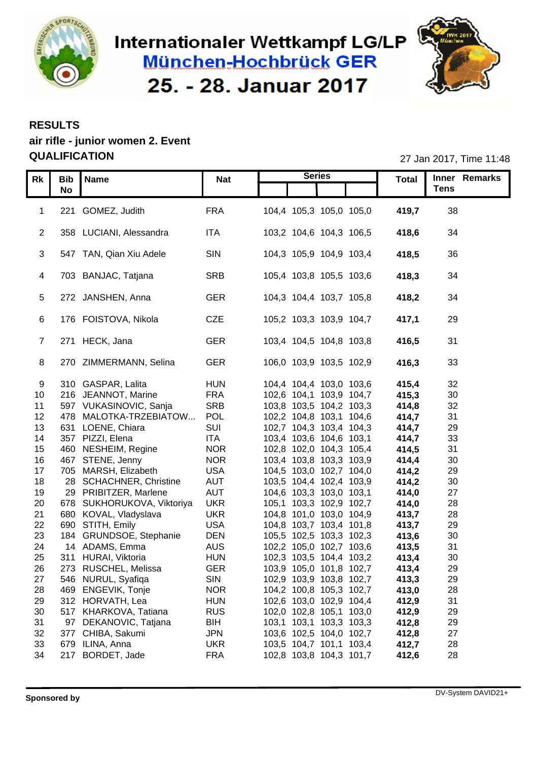# Internationaler Wettkampf LG/LP

## München-Hochbrück GER

## 25. - 28. Januar 2017

**RESULTS**

**air rifle - junior women 2. Event**

**QUALIFICATION**

27 Jan 2017, Time 11:48

| Rk | Bib No | Name | Nat | Series | | | | Total | Inner Tens | Remarks |
|---|---|---|---|---|---|---|---|---|---|---|
| 1 | 221 | GOMEZ, Judith | FRA | 104,4 | 105,3 | 105,0 | 105,0 | **419,7** | 38 | |
| 2 | 358 | LUCIANI, Alessandra | ITA | 103,2 | 104,6 | 104,3 | 106,5 | **418,6** | 34 | |
| 3 | 547 | TAN, Qian Xiu Adele | SIN | 104,3 | 105,9 | 104,9 | 103,4 | **418,5** | 36 | |
| 4 | 703 | BANJAC, Tatjana | SRB | 105,4 | 103,8 | 105,5 | 103,6 | **418,3** | 34 | |
| 5 | 272 | JANSHEN, Anna | GER | 104,3 | 104,4 | 103,7 | 105,8 | **418,2** | 34 | |
| 6 | 176 | FOISTOVA, Nikola | CZE | 105,2 | 103,3 | 103,9 | 104,7 | **417,1** | 29 | |
| 7 | 271 | HECK, Jana | GER | 103,4 | 104,5 | 104,8 | 103,8 | **416,5** | 31 | |
| 8 | 270 | ZIMMERMANN, Selina | GER | 106,0 | 103,9 | 103,5 | 102,9 | **416,3** | 33 | |
| 9 | 310 | GASPAR, Lalita | HUN | 104,4 | 104,4 | 103,0 | 103,6 | **415,4** | 32 | |
| 10 | 216 | JEANNOT, Marine | FRA | 102,6 | 104,1 | 103,9 | 104,7 | **415,3** | 30 | |
| 11 | 597 | VUKASINOVIC, Sanja | SRB | 103,8 | 103,5 | 104,2 | 103,3 | **414,8** | 32 | |
| 12 | 478 | MALOTKA-TRZEBIATOW... | POL | 102,2 | 104,8 | 103,1 | 104,6 | **414,7** | 31 | |
| 13 | 631 | LOENE, Chiara | SUI | 102,7 | 104,3 | 103,4 | 104,3 | **414,7** | 29 | |
| 14 | 357 | PIZZI, Elena | ITA | 103,4 | 103,6 | 104,6 | 103,1 | **414,7** | 33 | |
| 15 | 460 | NESHEIM, Regine | NOR | 102,8 | 102,0 | 104,3 | 105,4 | **414,5** | 31 | |
| 16 | 467 | STENE, Jenny | NOR | 103,4 | 103,8 | 103,3 | 103,9 | **414,4** | 30 | |
| 17 | 705 | MARSH, Elizabeth | USA | 104,5 | 103,0 | 102,7 | 104,0 | **414,2** | 29 | |
| 18 | 28 | SCHACHNER, Christine | AUT | 103,5 | 104,4 | 102,4 | 103,9 | **414,2** | 30 | |
| 19 | 29 | PRIBITZER, Marlene | AUT | 104,6 | 103,3 | 103,0 | 103,1 | **414,0** | 27 | |
| 20 | 678 | SUKHORUKOVA, Viktoriya | UKR | 105,1 | 103,3 | 102,9 | 102,7 | **414,0** | 28 | |
| 21 | 680 | KOVAL, Vladyslava | UKR | 104,8 | 101,0 | 103,0 | 104,9 | **413,7** | 28 | |
| 22 | 690 | STITH, Emily | USA | 104,8 | 103,7 | 103,4 | 101,8 | **413,7** | 29 | |
| 23 | 184 | GRUNDSOE, Stephanie | DEN | 105,5 | 102,5 | 103,3 | 102,3 | **413,6** | 30 | |
| 24 | 14 | ADAMS, Emma | AUS | 102,2 | 105,0 | 102,7 | 103,6 | **413,5** | 31 | |
| 25 | 311 | HURAI, Viktoria | HUN | 102,3 | 103,5 | 104,4 | 103,2 | **413,4** | 30 | |
| 26 | 273 | RUSCHEL, Melissa | GER | 103,9 | 105,0 | 101,8 | 102,7 | **413,4** | 29 | |
| 27 | 546 | NURUL, Syafiqa | SIN | 102,9 | 103,9 | 103,8 | 102,7 | **413,3** | 29 | |
| 28 | 469 | ENGEVIK, Tonje | NOR | 104,2 | 100,8 | 105,3 | 102,7 | **413,0** | 28 | |
| 29 | 312 | HORVATH, Lea | HUN | 102,6 | 103,0 | 102,9 | 104,4 | **412,9** | 31 | |
| 30 | 517 | KHARKOVA, Tatiana | RUS | 102,0 | 102,8 | 105,1 | 103,0 | **412,9** | 29 | |
| 31 | 97 | DEKANOVIC, Tatjana | BIH | 103,1 | 103,1 | 103,3 | 103,3 | **412,8** | 29 | |
| 32 | 377 | CHIBA, Sakumi | JPN | 103,6 | 102,5 | 104,0 | 102,7 | **412,8** | 27 | |
| 33 | 679 | ILINA, Anna | UKR | 103,5 | 104,7 | 101,1 | 103,4 | **412,7** | 28 | |
| 34 | 217 | BORDET, Jade | FRA | 102,8 | 103,8 | 104,3 | 101,7 | **412,6** | 28 | |

**Sponsored by**

DV-System DAVID21+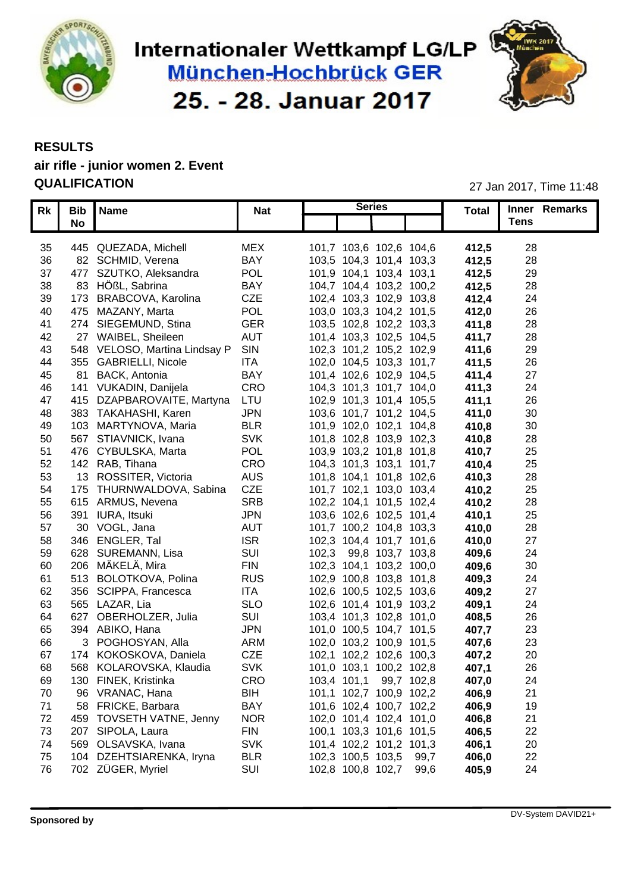# Internationaler Wettkampf LG/LP

## München-Hochbrück GER

## 25. - 28. Januar 2017

**RESULTS**

**air rifle - junior women 2. Event**

**QUALIFICATION**

27 Jan 2017, Time 11:48

| Rk | Bib No | Name | Nat | Series | | | | Total | Inner Tens | Remarks |
|---|---|---|---|---|---|---|---|---|---|---|
| 35 | 445 | QUEZADA, Michell | MEX | 101,7 | 103,6 | 102,6 | 104,6 | **412,5** | 28 | |
| 36 | 82 | SCHMID, Verena | BAY | 103,5 | 104,3 | 101,4 | 103,3 | **412,5** | 28 | |
| 37 | 477 | SZUTKO, Aleksandra | POL | 101,9 | 104,1 | 103,4 | 103,1 | **412,5** | 29 | |
| 38 | 83 | HÖßL, Sabrina | BAY | 104,7 | 104,4 | 103,2 | 100,2 | **412,5** | 28 | |
| 39 | 173 | BRABCOVA, Karolina | CZE | 102,4 | 103,3 | 102,9 | 103,8 | **412,4** | 24 | |
| 40 | 475 | MAZANY, Marta | POL | 103,0 | 103,3 | 104,2 | 101,5 | **412,0** | 26 | |
| 41 | 274 | SIEGEMUND, Stina | GER | 103,5 | 102,8 | 102,2 | 103,3 | **411,8** | 28 | |
| 42 | 27 | WAIBEL, Sheileen | AUT | 101,4 | 103,3 | 102,5 | 104,5 | **411,7** | 28 | |
| 43 | 548 | VELOSO, Martina Lindsay P | SIN | 102,3 | 101,2 | 105,2 | 102,9 | **411,6** | 29 | |
| 44 | 355 | GABRIELLI, Nicole | ITA | 102,0 | 104,5 | 103,3 | 101,7 | **411,5** | 26 | |
| 45 | 81 | BACK, Antonia | BAY | 101,4 | 102,6 | 102,9 | 104,5 | **411,4** | 27 | |
| 46 | 141 | VUKADIN, Danijela | CRO | 104,3 | 101,3 | 101,7 | 104,0 | **411,3** | 24 | |
| 47 | 415 | DZAPBAROVAITE, Martyna | LTU | 102,9 | 101,3 | 101,4 | 105,5 | **411,1** | 26 | |
| 48 | 383 | TAKAHASHI, Karen | JPN | 103,6 | 101,7 | 101,2 | 104,5 | **411,0** | 30 | |
| 49 | 103 | MARTYNOVA, Maria | BLR | 101,9 | 102,0 | 102,1 | 104,8 | **410,8** | 30 | |
| 50 | 567 | STIAVNICK, Ivana | SVK | 101,8 | 102,8 | 103,9 | 102,3 | **410,8** | 28 | |
| 51 | 476 | CYBULSKA, Marta | POL | 103,9 | 103,2 | 101,8 | 101,8 | **410,7** | 25 | |
| 52 | 142 | RAB, Tihana | CRO | 104,3 | 101,3 | 103,1 | 101,7 | **410,4** | 25 | |
| 53 | 13 | ROSSITER, Victoria | AUS | 101,8 | 104,1 | 101,8 | 102,6 | **410,3** | 28 | |
| 54 | 175 | THURNWALDOVA, Sabina | CZE | 101,7 | 102,1 | 103,0 | 103,4 | **410,2** | 25 | |
| 55 | 615 | ARMUS, Nevena | SRB | 102,2 | 104,1 | 101,5 | 102,4 | **410,2** | 28 | |
| 56 | 391 | IURA, Itsuki | JPN | 103,6 | 102,6 | 102,5 | 101,4 | **410,1** | 25 | |
| 57 | 30 | VOGL, Jana | AUT | 101,7 | 100,2 | 104,8 | 103,3 | **410,0** | 28 | |
| 58 | 346 | ENGLER, Tal | ISR | 102,3 | 104,4 | 101,7 | 101,6 | **410,0** | 27 | |
| 59 | 628 | SUREMANN, Lisa | SUI | 102,3 | 99,8 | 103,7 | 103,8 | **409,6** | 24 | |
| 60 | 206 | MÄKELÄ, Mira | FIN | 102,3 | 104,1 | 103,2 | 100,0 | **409,6** | 30 | |
| 61 | 513 | BOLOTKOVA, Polina | RUS | 102,9 | 100,8 | 103,8 | 101,8 | **409,3** | 24 | |
| 62 | 356 | SCIPPA, Francesca | ITA | 102,6 | 100,5 | 102,5 | 103,6 | **409,2** | 27 | |
| 63 | 565 | LAZAR, Lia | SLO | 102,6 | 101,4 | 101,9 | 103,2 | **409,1** | 24 | |
| 64 | 627 | OBERHOLZER, Julia | SUI | 103,4 | 101,3 | 102,8 | 101,0 | **408,5** | 26 | |
| 65 | 394 | ABIKO, Hana | JPN | 101,0 | 100,5 | 104,7 | 101,5 | **407,7** | 23 | |
| 66 | 3 | POGHOSYAN, Alla | ARM | 102,0 | 103,2 | 100,9 | 101,5 | **407,6** | 23 | |
| 67 | 174 | KOKOSKOVA, Daniela | CZE | 102,1 | 102,2 | 102,6 | 100,3 | **407,2** | 20 | |
| 68 | 568 | KOLAROVSKA, Klaudia | SVK | 101,0 | 103,1 | 100,2 | 102,8 | **407,1** | 26 | |
| 69 | 130 | FINEK, Kristinka | CRO | 103,4 | 101,1 | 99,7 | 102,8 | **407,0** | 24 | |
| 70 | 96 | VRANAC, Hana | BIH | 101,1 | 102,7 | 100,9 | 102,2 | **406,9** | 21 | |
| 71 | 58 | FRICKE, Barbara | BAY | 101,6 | 102,4 | 100,7 | 102,2 | **406,9** | 19 | |
| 72 | 459 | TOVSETH VATNE, Jenny | NOR | 102,0 | 101,4 | 102,4 | 101,0 | **406,8** | 21 | |
| 73 | 207 | SIPOLA, Laura | FIN | 100,1 | 103,3 | 101,6 | 101,5 | **406,5** | 22 | |
| 74 | 569 | OLSAVSKA, Ivana | SVK | 101,4 | 102,2 | 101,2 | 101,3 | **406,1** | 20 | |
| 75 | 104 | DZEHTSIARENKA, Iryna | BLR | 102,3 | 100,5 | 103,5 | 99,7 | **406,0** | 22 | |
| 76 | 702 | ZÜGER, Myriel | SUI | 102,8 | 100,8 | 102,7 | 99,6 | **405,9** | 24 | |

**Sponsored by**

DV-System DAVID21+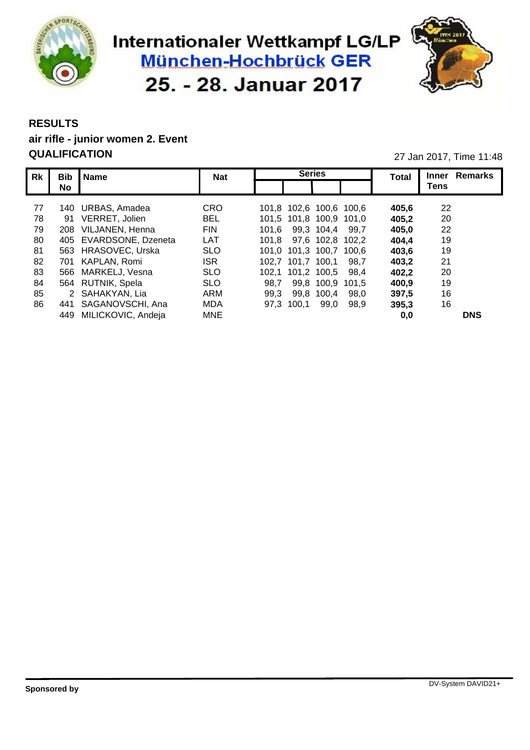# Internationaler Wettkampf LG/LP
## München-Hochbrück GER
## 25. - 28. Januar 2017

**RESULTS**

**air rifle - junior women 2. Event**

**QUALIFICATION**

27 Jan 2017, Time 11:48

| Rk | Bib No | Name | Nat | Series | | | | Total | Inner Tens | Remarks |
|---|---|---|---|---|---|---|---|---|---|---|
| 77 | 140 | URBAS, Amadea | CRO | 101,8 | 102,6 | 100,6 | 100,6 | **405,6** | 22 | |
| 78 | 91 | VERRET, Jolien | BEL | 101,5 | 101,8 | 100,9 | 101,0 | **405,2** | 20 | |
| 79 | 208 | VILJANEN, Henna | FIN | 101,6 | 99,3 | 104,4 | 99,7 | **405,0** | 22 | |
| 80 | 405 | EVARDSONE, Dzeneta | LAT | 101,8 | 97,6 | 102,8 | 102,2 | **404,4** | 19 | |
| 81 | 563 | HRASOVEC, Urska | SLO | 101,0 | 101,3 | 100,7 | 100,6 | **403,6** | 19 | |
| 82 | 701 | KAPLAN, Romi | ISR | 102,7 | 101,7 | 100,1 | 98,7 | **403,2** | 21 | |
| 83 | 566 | MARKELJ, Vesna | SLO | 102,1 | 101,2 | 100,5 | 98,4 | **402,2** | 20 | |
| 84 | 564 | RUTNIK, Spela | SLO | 98,7 | 99,8 | 100,9 | 101,5 | **400,9** | 19 | |
| 85 | 2 | SAHAKYAN, Lia | ARM | 99,3 | 99,8 | 100,4 | 98,0 | **397,5** | 16 | |
| 86 | 441 | SAGANOVSCHI, Ana | MDA | 97,3 | 100,1 | 99,0 | 98,9 | **395,3** | 16 | |
| | 449 | MILICKOVIC, Andeja | MNE | | | | | **0,0** | | **DNS** |

**Sponsored by**

DV-System DAVID21+